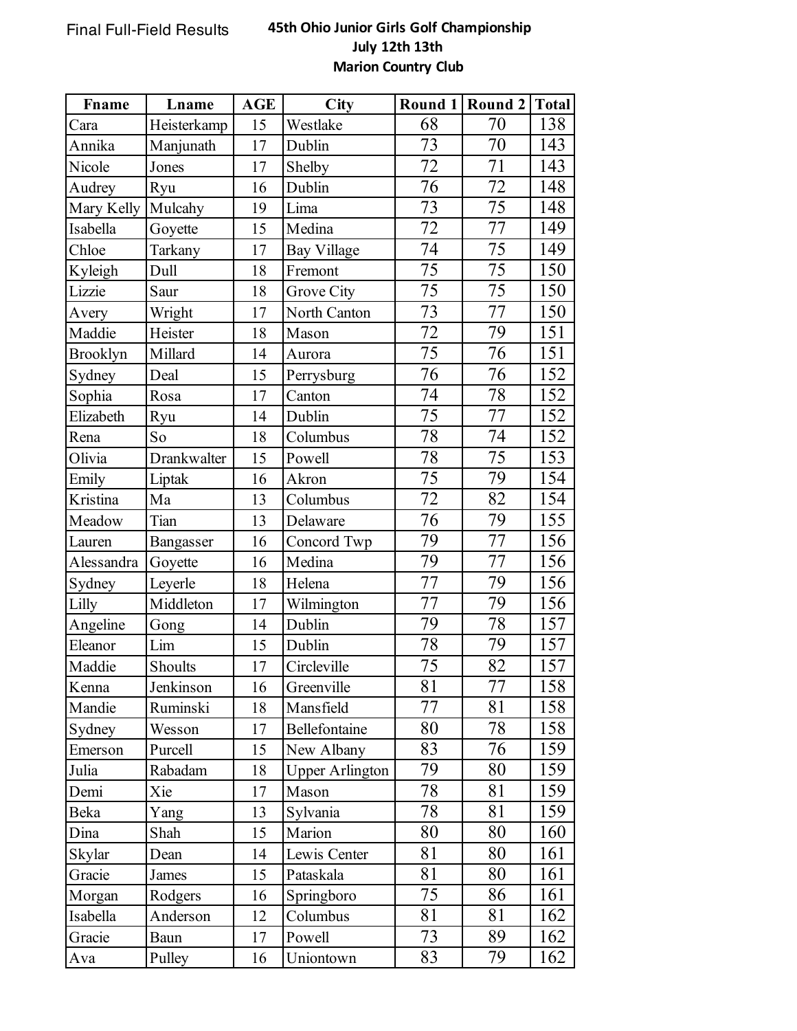Final Full-Field Results

# 45th Ohio Junior Girls Golf Championship
## July 12th 13th
## Marion Country Club

| Fname | Lname | AGE | City | Round 1 | Round 2 | Total |
|---|---|---|---|---|---|---|
| Cara | Heisterkamp | 15 | Westlake | 68 | 70 | 138 |
| Annika | Manjunath | 17 | Dublin | 73 | 70 | 143 |
| Nicole | Jones | 17 | Shelby | 72 | 71 | 143 |
| Audrey | Ryu | 16 | Dublin | 76 | 72 | 148 |
| Mary Kelly | Mulcahy | 19 | Lima | 73 | 75 | 148 |
| Isabella | Goyette | 15 | Medina | 72 | 77 | 149 |
| Chloe | Tarkany | 17 | Bay Village | 74 | 75 | 149 |
| Kyleigh | Dull | 18 | Fremont | 75 | 75 | 150 |
| Lizzie | Saur | 18 | Grove City | 75 | 75 | 150 |
| Avery | Wright | 17 | North Canton | 73 | 77 | 150 |
| Maddie | Heister | 18 | Mason | 72 | 79 | 151 |
| Brooklyn | Millard | 14 | Aurora | 75 | 76 | 151 |
| Sydney | Deal | 15 | Perrysburg | 76 | 76 | 152 |
| Sophia | Rosa | 17 | Canton | 74 | 78 | 152 |
| Elizabeth | Ryu | 14 | Dublin | 75 | 77 | 152 |
| Rena | So | 18 | Columbus | 78 | 74 | 152 |
| Olivia | Drankwalter | 15 | Powell | 78 | 75 | 153 |
| Emily | Liptak | 16 | Akron | 75 | 79 | 154 |
| Kristina | Ma | 13 | Columbus | 72 | 82 | 154 |
| Meadow | Tian | 13 | Delaware | 76 | 79 | 155 |
| Lauren | Bangasser | 16 | Concord Twp | 79 | 77 | 156 |
| Alessandra | Goyette | 16 | Medina | 79 | 77 | 156 |
| Sydney | Leyerle | 18 | Helena | 77 | 79 | 156 |
| Lilly | Middleton | 17 | Wilmington | 77 | 79 | 156 |
| Angeline | Gong | 14 | Dublin | 79 | 78 | 157 |
| Eleanor | Lim | 15 | Dublin | 78 | 79 | 157 |
| Maddie | Shoults | 17 | Circleville | 75 | 82 | 157 |
| Kenna | Jenkinson | 16 | Greenville | 81 | 77 | 158 |
| Mandie | Ruminski | 18 | Mansfield | 77 | 81 | 158 |
| Sydney | Wesson | 17 | Bellefontaine | 80 | 78 | 158 |
| Emerson | Purcell | 15 | New Albany | 83 | 76 | 159 |
| Julia | Rabadam | 18 | Upper Arlington | 79 | 80 | 159 |
| Demi | Xie | 17 | Mason | 78 | 81 | 159 |
| Beka | Yang | 13 | Sylvania | 78 | 81 | 159 |
| Dina | Shah | 15 | Marion | 80 | 80 | 160 |
| Skylar | Dean | 14 | Lewis Center | 81 | 80 | 161 |
| Gracie | James | 15 | Pataskala | 81 | 80 | 161 |
| Morgan | Rodgers | 16 | Springboro | 75 | 86 | 161 |
| Isabella | Anderson | 12 | Columbus | 81 | 81 | 162 |
| Gracie | Baun | 17 | Powell | 73 | 89 | 162 |
| Ava | Pulley | 16 | Uniontown | 83 | 79 | 162 |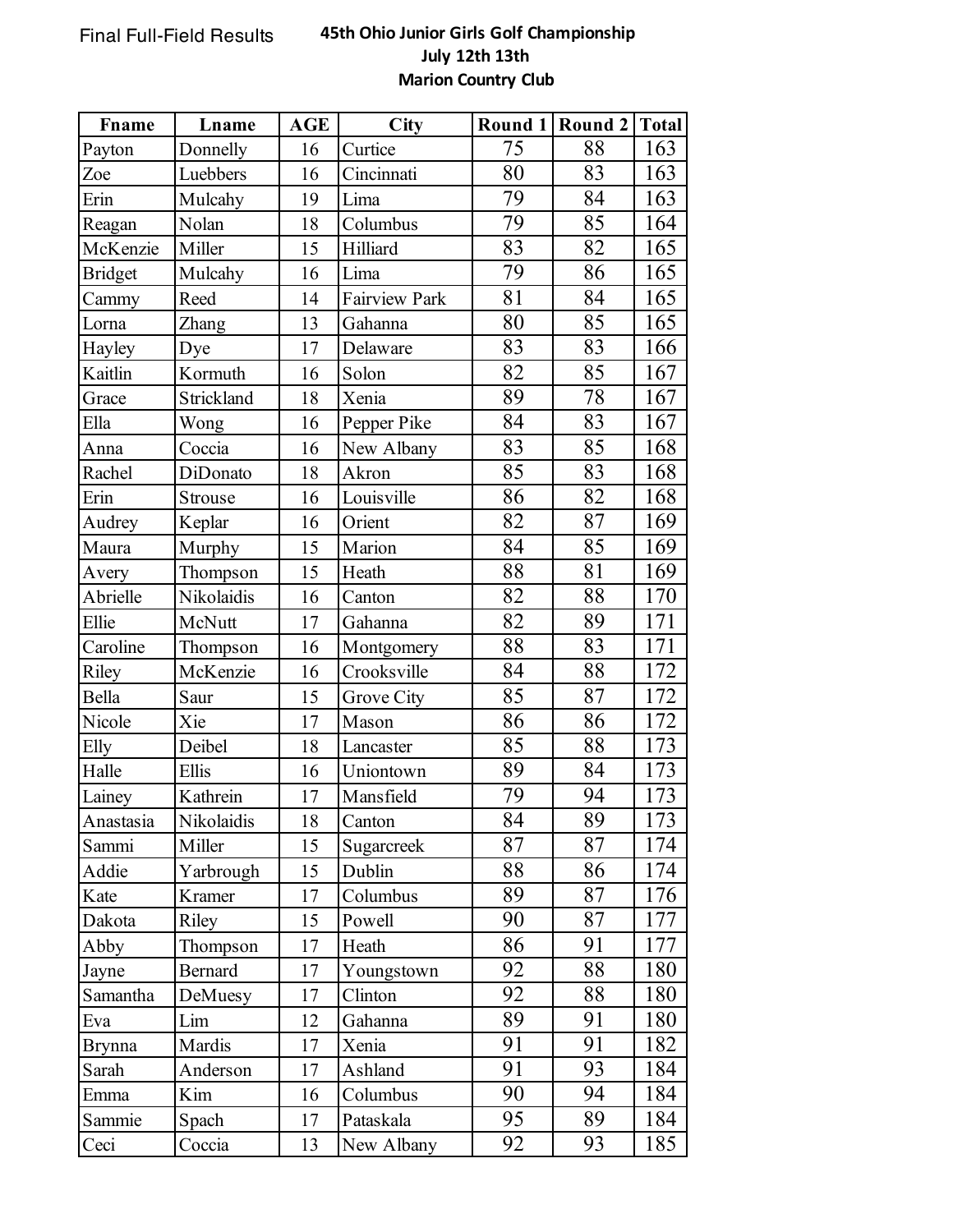Final Full-Field Results

# 45th Ohio Junior Girls Golf Championship
## July 12th 13th
## Marion Country Club

| Fname | Lname | AGE | City | Round 1 | Round 2 | Total |
|---|---|---|---|---|---|---|
| Payton | Donnelly | 16 | Curtice | 75 | 88 | 163 |
| Zoe | Luebbers | 16 | Cincinnati | 80 | 83 | 163 |
| Erin | Mulcahy | 19 | Lima | 79 | 84 | 163 |
| Reagan | Nolan | 18 | Columbus | 79 | 85 | 164 |
| McKenzie | Miller | 15 | Hilliard | 83 | 82 | 165 |
| Bridget | Mulcahy | 16 | Lima | 79 | 86 | 165 |
| Cammy | Reed | 14 | Fairview Park | 81 | 84 | 165 |
| Lorna | Zhang | 13 | Gahanna | 80 | 85 | 165 |
| Hayley | Dye | 17 | Delaware | 83 | 83 | 166 |
| Kaitlin | Kormuth | 16 | Solon | 82 | 85 | 167 |
| Grace | Strickland | 18 | Xenia | 89 | 78 | 167 |
| Ella | Wong | 16 | Pepper Pike | 84 | 83 | 167 |
| Anna | Coccia | 16 | New Albany | 83 | 85 | 168 |
| Rachel | DiDonato | 18 | Akron | 85 | 83 | 168 |
| Erin | Strouse | 16 | Louisville | 86 | 82 | 168 |
| Audrey | Keplar | 16 | Orient | 82 | 87 | 169 |
| Maura | Murphy | 15 | Marion | 84 | 85 | 169 |
| Avery | Thompson | 15 | Heath | 88 | 81 | 169 |
| Abrielle | Nikolaidis | 16 | Canton | 82 | 88 | 170 |
| Ellie | McNutt | 17 | Gahanna | 82 | 89 | 171 |
| Caroline | Thompson | 16 | Montgomery | 88 | 83 | 171 |
| Riley | McKenzie | 16 | Crooksville | 84 | 88 | 172 |
| Bella | Saur | 15 | Grove City | 85 | 87 | 172 |
| Nicole | Xie | 17 | Mason | 86 | 86 | 172 |
| Elly | Deibel | 18 | Lancaster | 85 | 88 | 173 |
| Halle | Ellis | 16 | Uniontown | 89 | 84 | 173 |
| Lainey | Kathrein | 17 | Mansfield | 79 | 94 | 173 |
| Anastasia | Nikolaidis | 18 | Canton | 84 | 89 | 173 |
| Sammi | Miller | 15 | Sugarcreek | 87 | 87 | 174 |
| Addie | Yarbrough | 15 | Dublin | 88 | 86 | 174 |
| Kate | Kramer | 17 | Columbus | 89 | 87 | 176 |
| Dakota | Riley | 15 | Powell | 90 | 87 | 177 |
| Abby | Thompson | 17 | Heath | 86 | 91 | 177 |
| Jayne | Bernard | 17 | Youngstown | 92 | 88 | 180 |
| Samantha | DeMuesy | 17 | Clinton | 92 | 88 | 180 |
| Eva | Lim | 12 | Gahanna | 89 | 91 | 180 |
| Brynna | Mardis | 17 | Xenia | 91 | 91 | 182 |
| Sarah | Anderson | 17 | Ashland | 91 | 93 | 184 |
| Emma | Kim | 16 | Columbus | 90 | 94 | 184 |
| Sammie | Spach | 17 | Pataskala | 95 | 89 | 184 |
| Ceci | Coccia | 13 | New Albany | 92 | 93 | 185 |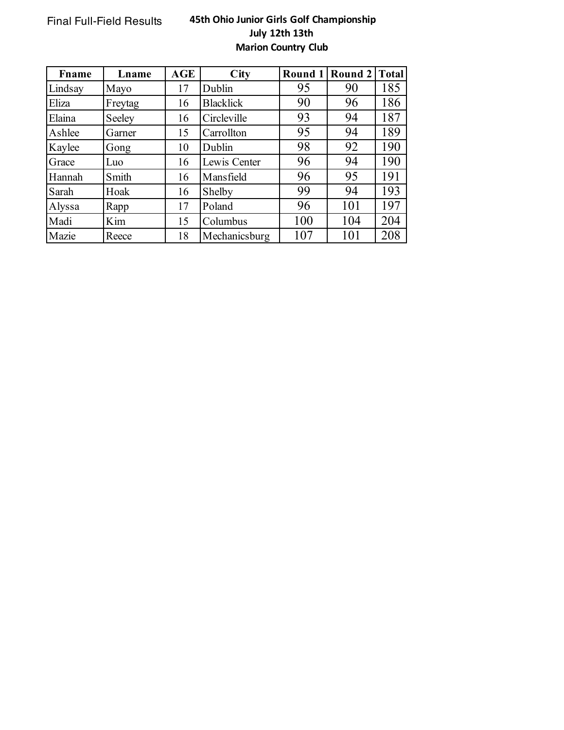Final Full-Field Results

# 45th Ohio Junior Girls Golf Championship
## July 12th 13th
## Marion Country Club

| Fname | Lname | AGE | City | Round 1 | Round 2 | Total |
|---|---|---|---|---|---|---|
| Lindsay | Mayo | 17 | Dublin | 95 | 90 | 185 |
| Eliza | Freytag | 16 | Blacklick | 90 | 96 | 186 |
| Elaina | Seeley | 16 | Circleville | 93 | 94 | 187 |
| Ashlee | Garner | 15 | Carrollton | 95 | 94 | 189 |
| Kaylee | Gong | 10 | Dublin | 98 | 92 | 190 |
| Grace | Luo | 16 | Lewis Center | 96 | 94 | 190 |
| Hannah | Smith | 16 | Mansfield | 96 | 95 | 191 |
| Sarah | Hoak | 16 | Shelby | 99 | 94 | 193 |
| Alyssa | Rapp | 17 | Poland | 96 | 101 | 197 |
| Madi | Kim | 15 | Columbus | 100 | 104 | 204 |
| Mazie | Reece | 18 | Mechanicsburg | 107 | 101 | 208 |